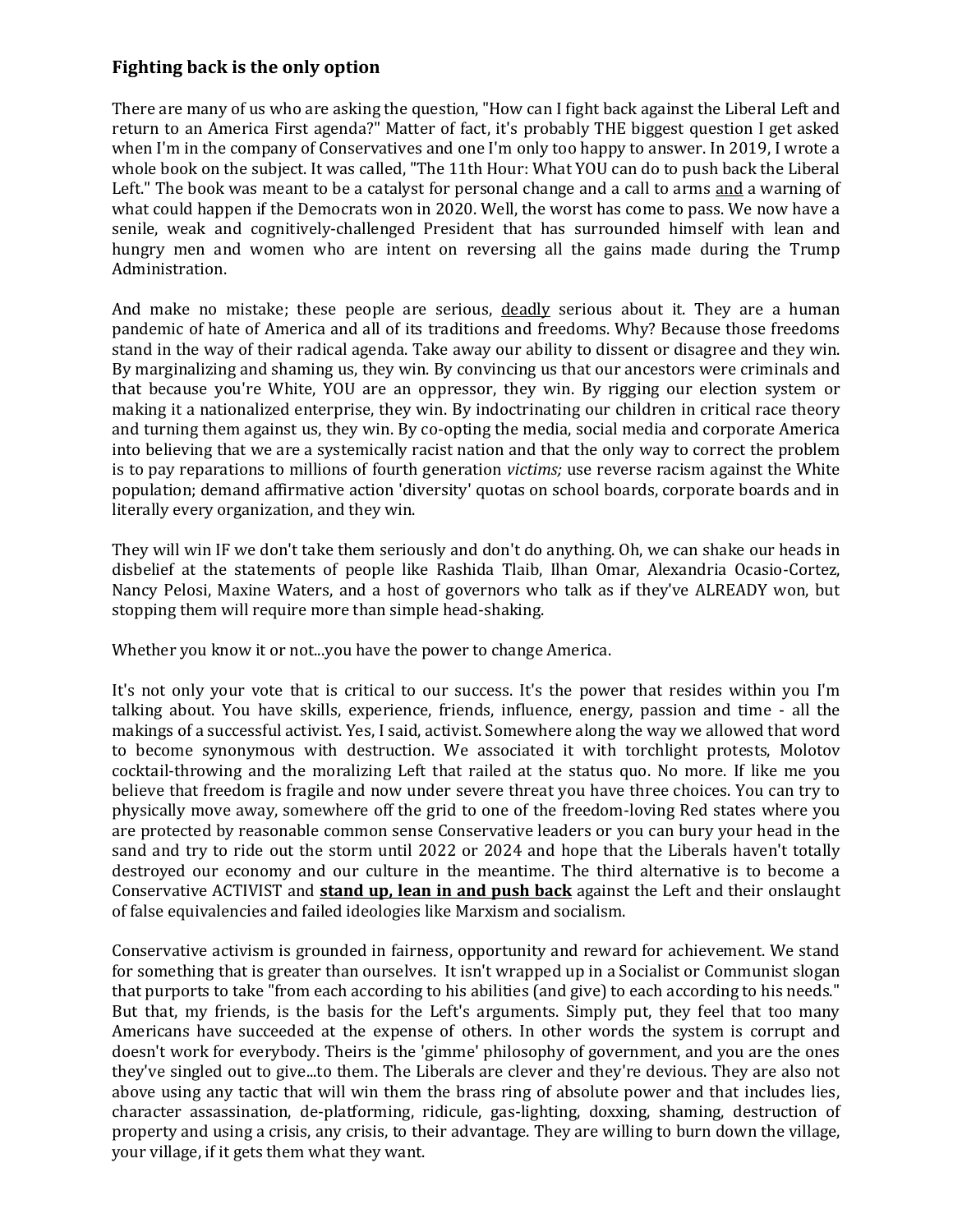### Fighting back is the only option

There are many of us who are asking the question, "How can I fight back against the Liberal Left and return to an America First agenda?" Matter of fact, it's probably THE biggest question I get asked when I'm in the company of Conservatives and one I'm only too happy to answer. In 2019, I wrote a whole book on the subject. It was called, "The 11th Hour: What YOU can do to push back the Liberal Left." The book was meant to be a catalyst for personal change and a call to arms <u>and</u> a warning of what could happen if the Democrats won in 2020. Well, the worst has come to pass. We now have a senile, weak and cognitively-challenged President that has surrounded himself with lean and hungry men and women who are intent on reversing all the gains made during the Trump Administration.

And make no mistake; these people are serious, <u>deadly</u> serious about it. They are a human pandemic of hate of America and all of its traditions and freedoms. Why? Because those freedoms stand in the way of their radical agenda. Take away our ability to dissent or disagree and they win. By marginalizing and shaming us, they win. By convincing us that our ancestors were criminals and that because you're White, YOU are an oppressor, they win. By rigging our election system or making it a nationalized enterprise, they win. By indoctrinating our children in critical race theory and turning them against us, they win. By co-opting the media, social media and corporate America into believing that we are a systemically racist nation and that the only way to correct the problem is to pay reparations to millions of fourth generation *victims;* use reverse racism against the White population; demand affirmative action 'diversity' quotas on school boards, corporate boards and in literally every organization, and they win.

They will win IF we don't take them seriously and don't do anything. Oh, we can shake our heads in disbelief at the statements of people like Rashida Tlaib, Ilhan Omar, Alexandria Ocasio-Cortez, Nancy Pelosi, Maxine Waters, and a host of governors who talk as if they've ALREADY won, but stopping them will require more than simple head-shaking.

Whether you know it or not...you have the power to change America.

It's not only your vote that is critical to our success. It's the power that resides within you I'm talking about. You have skills, experience, friends, influence, energy, passion and time - all the makings of a successful activist. Yes, I said, activist. Somewhere along the way we allowed that word to become synonymous with destruction. We associated it with torchlight protests, Molotov cocktail-throwing and the moralizing Left that railed at the status quo. No more. If like me you believe that freedom is fragile and now under severe threat you have three choices. You can try to physically move away, somewhere off the grid to one of the freedom-loving Red states where you are protected by reasonable common sense Conservative leaders or you can bury your head in the sand and try to ride out the storm until 2022 or 2024 and hope that the Liberals haven't totally destroyed our economy and our culture in the meantime. The third alternative is to become a Conservative ACTIVIST and **<u>stand up, lean in and push back</u>** against the Left and their onslaught of false equivalencies and failed ideologies like Marxism and socialism.

Conservative activism is grounded in fairness, opportunity and reward for achievement. We stand for something that is greater than ourselves. It isn't wrapped up in a Socialist or Communist slogan that purports to take "from each according to his abilities (and give) to each according to his needs." But that, my friends, is the basis for the Left's arguments. Simply put, they feel that too many Americans have succeeded at the expense of others. In other words the system is corrupt and doesn't work for everybody. Theirs is the 'gimme' philosophy of government, and you are the ones they've singled out to give...to them. The Liberals are clever and they're devious. They are also not above using any tactic that will win them the brass ring of absolute power and that includes lies, character assassination, de-platforming, ridicule, gas-lighting, doxxing, shaming, destruction of property and using a crisis, any crisis, to their advantage. They are willing to burn down the village, your village, if it gets them what they want.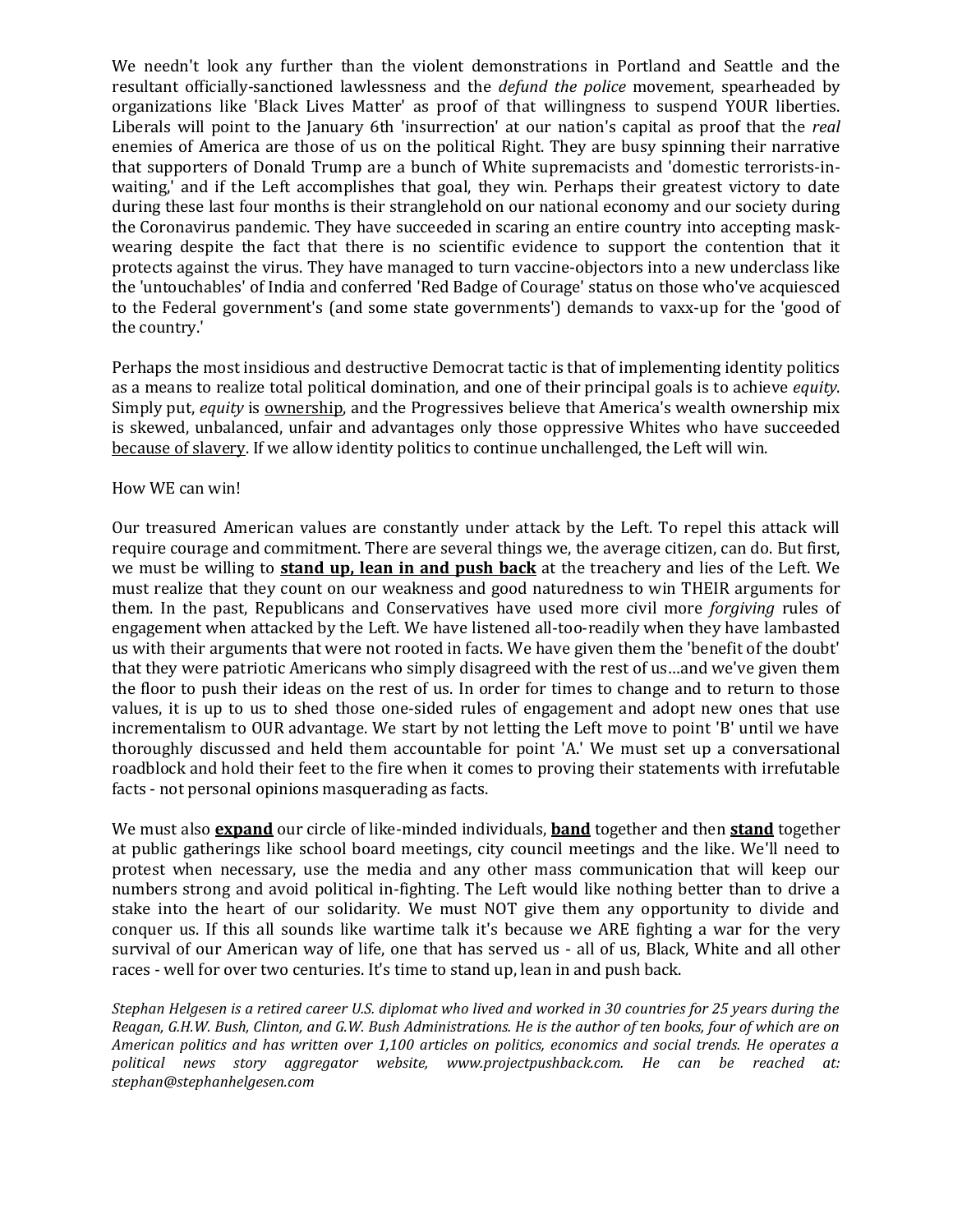We needn't look any further than the violent demonstrations in Portland and Seattle and the resultant officially-sanctioned lawlessness and the *defund the police* movement, spearheaded by organizations like 'Black Lives Matter' as proof of that willingness to suspend YOUR liberties. Liberals will point to the January 6th 'insurrection' at our nation's capital as proof that the *real* enemies of America are those of us on the political Right. They are busy spinning their narrative that supporters of Donald Trump are a bunch of White supremacists and 'domestic terrorists-in-waiting,' and if the Left accomplishes that goal, they win. Perhaps their greatest victory to date during these last four months is their stranglehold on our national economy and our society during the Coronavirus pandemic. They have succeeded in scaring an entire country into accepting mask-wearing despite the fact that there is no scientific evidence to support the contention that it protects against the virus. They have managed to turn vaccine-objectors into a new underclass like the 'untouchables' of India and conferred 'Red Badge of Courage' status on those who've acquiesced to the Federal government's (and some state governments') demands to vaxx-up for the 'good of the country.'

Perhaps the most insidious and destructive Democrat tactic is that of implementing identity politics as a means to realize total political domination, and one of their principal goals is to achieve *equity*. Simply put, *equity* is <u>ownership</u>, and the Progressives believe that America's wealth ownership mix is skewed, unbalanced, unfair and advantages only those oppressive Whites who have succeeded <u>because of slavery</u>. If we allow identity politics to continue unchallenged, the Left will win.

How WE can win!

Our treasured American values are constantly under attack by the Left. To repel this attack will require courage and commitment. There are several things we, the average citizen, can do. But first, we must be willing to **<u>stand up, lean in and push back</u>** at the treachery and lies of the Left. We must realize that they count on our weakness and good naturedness to win THEIR arguments for them. In the past, Republicans and Conservatives have used more civil more *forgiving* rules of engagement when attacked by the Left. We have listened all-too-readily when they have lambasted us with their arguments that were not rooted in facts. We have given them the 'benefit of the doubt' that they were patriotic Americans who simply disagreed with the rest of us…and we've given them the floor to push their ideas on the rest of us. In order for times to change and to return to those values, it is up to us to shed those one-sided rules of engagement and adopt new ones that use incrementalism to OUR advantage. We start by not letting the Left move to point 'B' until we have thoroughly discussed and held them accountable for point 'A.' We must set up a conversational roadblock and hold their feet to the fire when it comes to proving their statements with irrefutable facts - not personal opinions masquerading as facts.

We must also **<u>expand</u>** our circle of like-minded individuals, **<u>band</u>** together and then **<u>stand</u>** together at public gatherings like school board meetings, city council meetings and the like. We'll need to protest when necessary, use the media and any other mass communication that will keep our numbers strong and avoid political in-fighting. The Left would like nothing better than to drive a stake into the heart of our solidarity. We must NOT give them any opportunity to divide and conquer us. If this all sounds like wartime talk it's because we ARE fighting a war for the very survival of our American way of life, one that has served us - all of us, Black, White and all other races - well for over two centuries. It's time to stand up, lean in and push back.

*Stephan Helgesen is a retired career U.S. diplomat who lived and worked in 30 countries for 25 years during the Reagan, G.H.W. Bush, Clinton, and G.W. Bush Administrations. He is the author of ten books, four of which are on American politics and has written over 1,100 articles on politics, economics and social trends. He operates a political news story aggregator website, www.projectpushback.com. He can be reached at: stephan@stephanhelgesen.com*